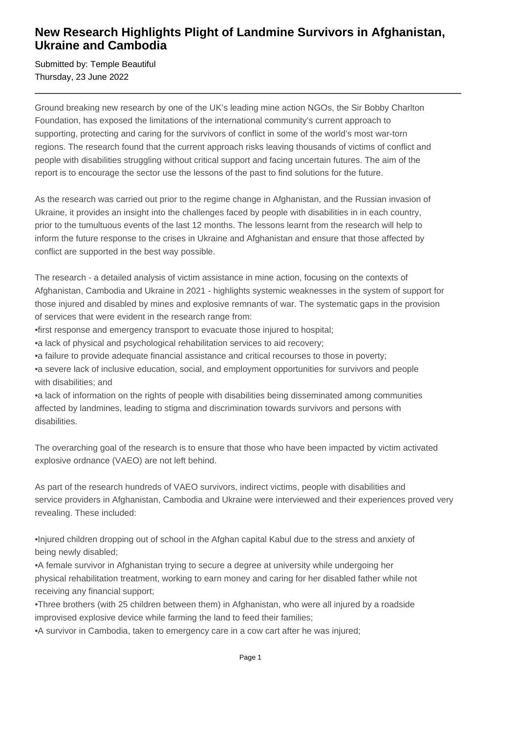# New Research Highlights Plight of Landmine Survivors in Afghanistan, Ukraine and Cambodia

Submitted by: Temple Beautiful
Thursday, 23 June 2022

---

Ground breaking new research by one of the UK's leading mine action NGOs, the Sir Bobby Charlton Foundation, has exposed the limitations of the international community's current approach to supporting, protecting and caring for the survivors of conflict in some of the world's most war-torn regions. The research found that the current approach risks leaving thousands of victims of conflict and people with disabilities struggling without critical support and facing uncertain futures. The aim of the report is to encourage the sector use the lessons of the past to find solutions for the future.

As the research was carried out prior to the regime change in Afghanistan, and the Russian invasion of Ukraine, it provides an insight into the challenges faced by people with disabilities in in each country, prior to the tumultuous events of the last 12 months. The lessons learnt from the research will help to inform the future response to the crises in Ukraine and Afghanistan and ensure that those affected by conflict are supported in the best way possible.

The research - a detailed analysis of victim assistance in mine action, focusing on the contexts of Afghanistan, Cambodia and Ukraine in 2021 - highlights systemic weaknesses in the system of support for those injured and disabled by mines and explosive remnants of war. The systematic gaps in the provision of services that were evident in the research range from:

•first response and emergency transport to evacuate those injured to hospital;
•a lack of physical and psychological rehabilitation services to aid recovery;
•a failure to provide adequate financial assistance and critical recourses to those in poverty;
•a severe lack of inclusive education, social, and employment opportunities for survivors and people with disabilities; and
•a lack of information on the rights of people with disabilities being disseminated among communities affected by landmines, leading to stigma and discrimination towards survivors and persons with disabilities.

The overarching goal of the research is to ensure that those who have been impacted by victim activated explosive ordnance (VAEO) are not left behind.

As part of the research hundreds of VAEO survivors, indirect victims, people with disabilities and service providers in Afghanistan, Cambodia and Ukraine were interviewed and their experiences proved very revealing. These included:

•Injured children dropping out of school in the Afghan capital Kabul due to the stress and anxiety of being newly disabled;
•A female survivor in Afghanistan trying to secure a degree at university while undergoing her physical rehabilitation treatment, working to earn money and caring for her disabled father while not receiving any financial support;
•Three brothers (with 25 children between them) in Afghanistan, who were all injured by a roadside improvised explosive device while farming the land to feed their families;
•A survivor in Cambodia, taken to emergency care in a cow cart after he was injured;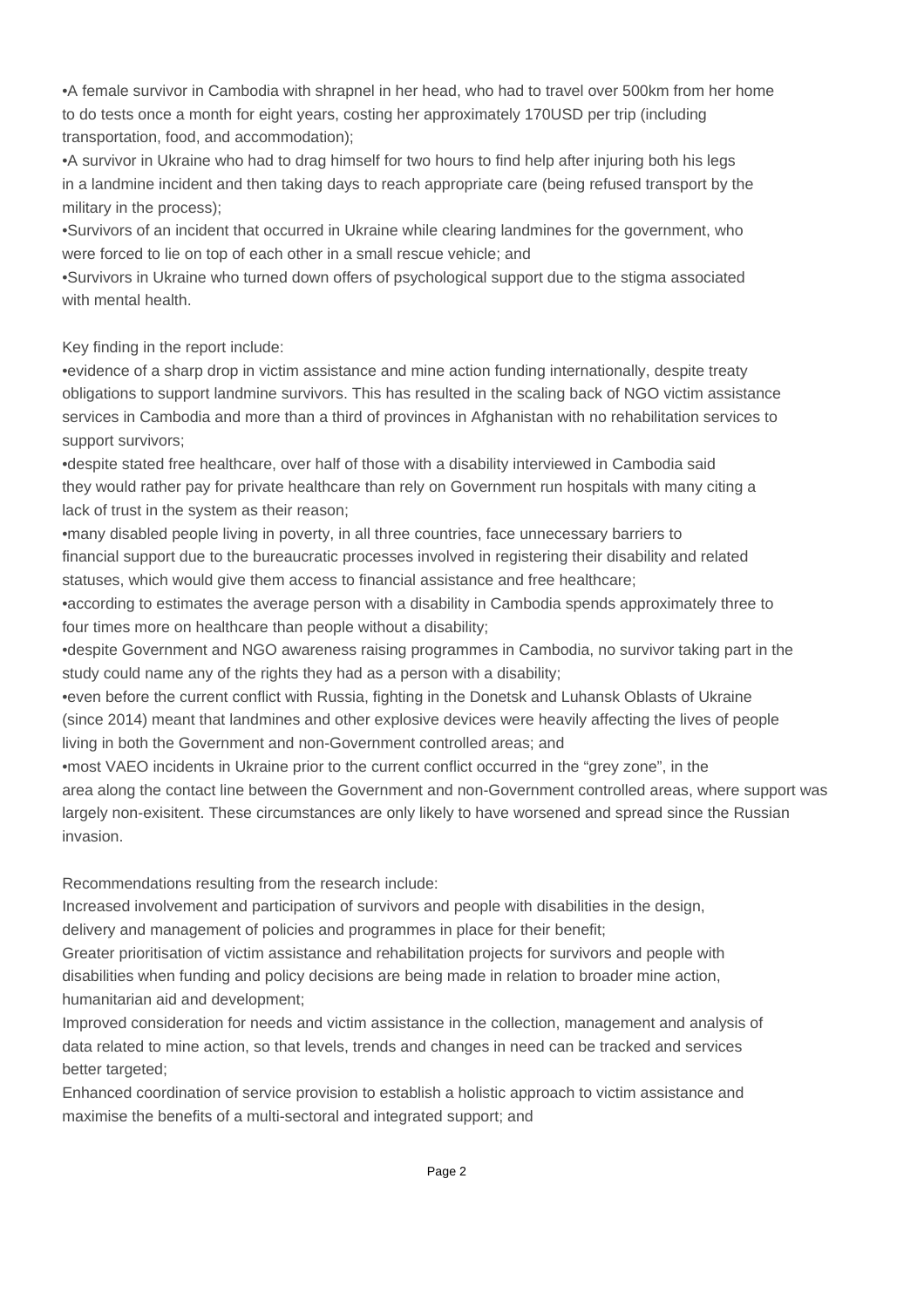- A female survivor in Cambodia with shrapnel in her head, who had to travel over 500km from her home to do tests once a month for eight years, costing her approximately 170USD per trip (including transportation, food, and accommodation);
- A survivor in Ukraine who had to drag himself for two hours to find help after injuring both his legs in a landmine incident and then taking days to reach appropriate care (being refused transport by the military in the process);
- Survivors of an incident that occurred in Ukraine while clearing landmines for the government, who were forced to lie on top of each other in a small rescue vehicle; and
- Survivors in Ukraine who turned down offers of psychological support due to the stigma associated with mental health.

Key finding in the report include:

- evidence of a sharp drop in victim assistance and mine action funding internationally, despite treaty obligations to support landmine survivors. This has resulted in the scaling back of NGO victim assistance services in Cambodia and more than a third of provinces in Afghanistan with no rehabilitation services to support survivors;
- despite stated free healthcare, over half of those with a disability interviewed in Cambodia said they would rather pay for private healthcare than rely on Government run hospitals with many citing a lack of trust in the system as their reason;
- many disabled people living in poverty, in all three countries, face unnecessary barriers to financial support due to the bureaucratic processes involved in registering their disability and related statuses, which would give them access to financial assistance and free healthcare;
- according to estimates the average person with a disability in Cambodia spends approximately three to four times more on healthcare than people without a disability;
- despite Government and NGO awareness raising programmes in Cambodia, no survivor taking part in the study could name any of the rights they had as a person with a disability;
- even before the current conflict with Russia, fighting in the Donetsk and Luhansk Oblasts of Ukraine (since 2014) meant that landmines and other explosive devices were heavily affecting the lives of people living in both the Government and non-Government controlled areas; and
- most VAEO incidents in Ukraine prior to the current conflict occurred in the "grey zone", in the area along the contact line between the Government and non-Government controlled areas, where support was largely non-exisitent. These circumstances are only likely to have worsened and spread since the Russian invasion.

Recommendations resulting from the research include:

Increased involvement and participation of survivors and people with disabilities in the design, delivery and management of policies and programmes in place for their benefit;

Greater prioritisation of victim assistance and rehabilitation projects for survivors and people with disabilities when funding and policy decisions are being made in relation to broader mine action, humanitarian aid and development;

Improved consideration for needs and victim assistance in the collection, management and analysis of data related to mine action, so that levels, trends and changes in need can be tracked and services better targeted;

Enhanced coordination of service provision to establish a holistic approach to victim assistance and maximise the benefits of a multi-sectoral and integrated support; and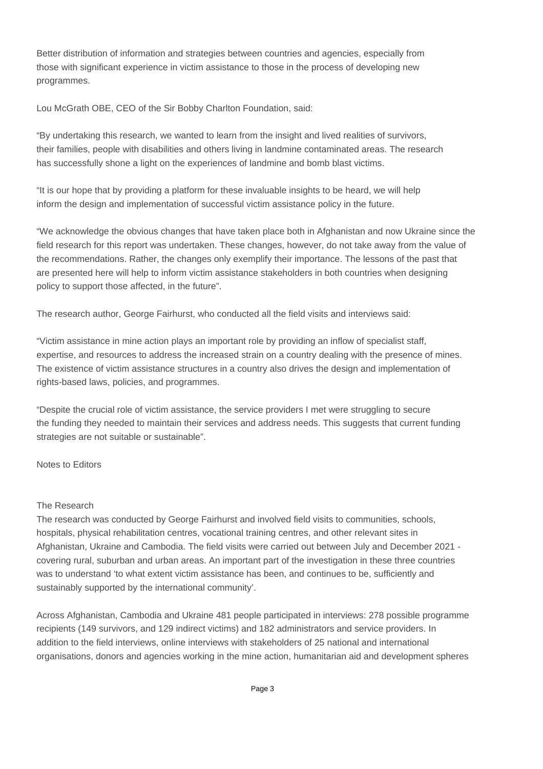Better distribution of information and strategies between countries and agencies, especially from those with significant experience in victim assistance to those in the process of developing new programmes.

Lou McGrath OBE, CEO of the Sir Bobby Charlton Foundation, said:

"By undertaking this research, we wanted to learn from the insight and lived realities of survivors, their families, people with disabilities and others living in landmine contaminated areas. The research has successfully shone a light on the experiences of landmine and bomb blast victims.

"It is our hope that by providing a platform for these invaluable insights to be heard, we will help inform the design and implementation of successful victim assistance policy in the future.

"We acknowledge the obvious changes that have taken place both in Afghanistan and now Ukraine since the field research for this report was undertaken. These changes, however, do not take away from the value of the recommendations. Rather, the changes only exemplify their importance. The lessons of the past that are presented here will help to inform victim assistance stakeholders in both countries when designing policy to support those affected, in the future".

The research author, George Fairhurst, who conducted all the field visits and interviews said:

"Victim assistance in mine action plays an important role by providing an inflow of specialist staff, expertise, and resources to address the increased strain on a country dealing with the presence of mines. The existence of victim assistance structures in a country also drives the design and implementation of rights-based laws, policies, and programmes.

"Despite the crucial role of victim assistance, the service providers I met were struggling to secure the funding they needed to maintain their services and address needs. This suggests that current funding strategies are not suitable or sustainable".

Notes to Editors

The Research

The research was conducted by George Fairhurst and involved field visits to communities, schools, hospitals, physical rehabilitation centres, vocational training centres, and other relevant sites in Afghanistan, Ukraine and Cambodia. The field visits were carried out between July and December 2021 - covering rural, suburban and urban areas. An important part of the investigation in these three countries was to understand 'to what extent victim assistance has been, and continues to be, sufficiently and sustainably supported by the international community'.

Across Afghanistan, Cambodia and Ukraine 481 people participated in interviews: 278 possible programme recipients (149 survivors, and 129 indirect victims) and 182 administrators and service providers. In addition to the field interviews, online interviews with stakeholders of 25 national and international organisations, donors and agencies working in the mine action, humanitarian aid and development spheres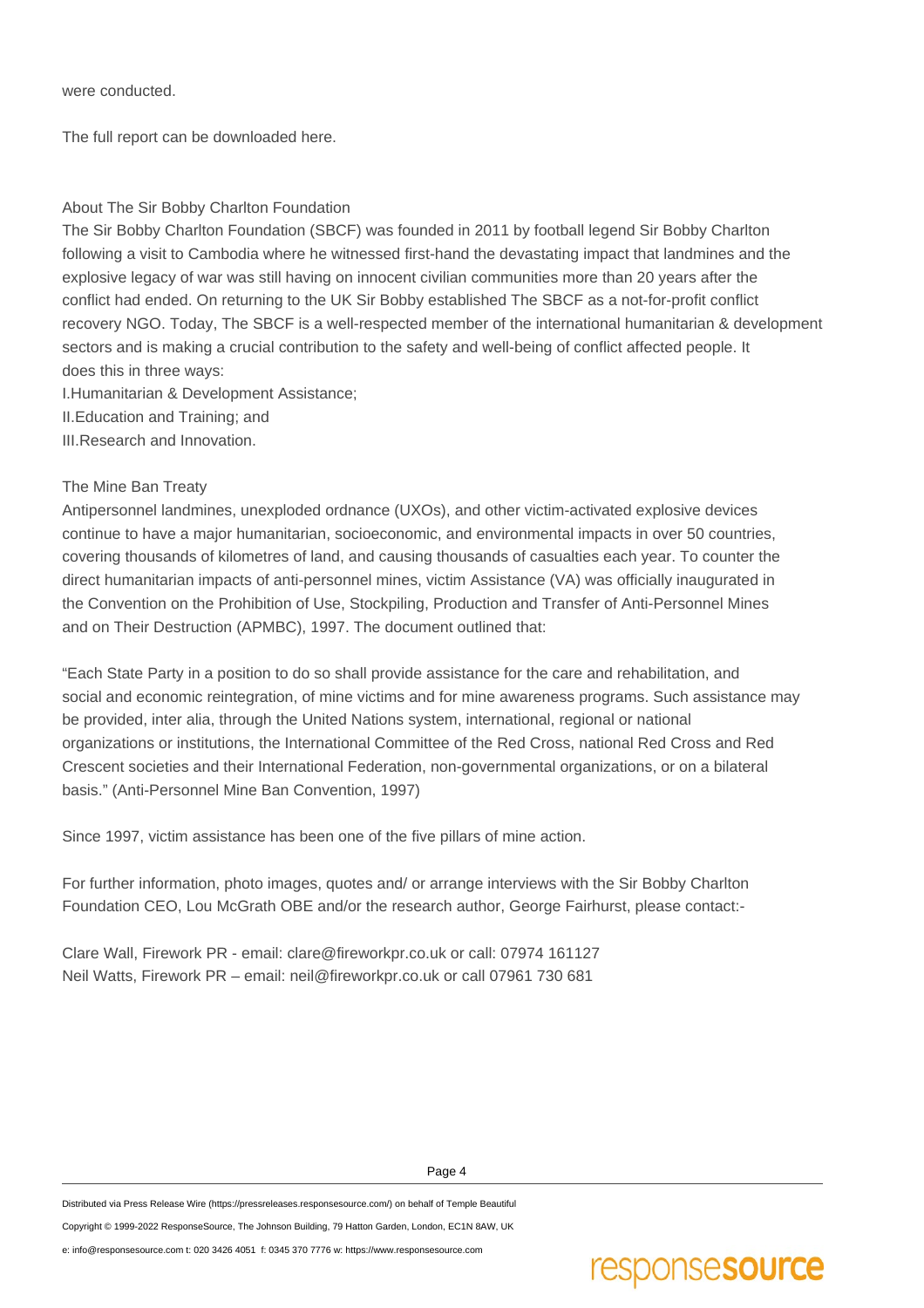were conducted.

The full report can be downloaded here.

## About The Sir Bobby Charlton Foundation

The Sir Bobby Charlton Foundation (SBCF) was founded in 2011 by football legend Sir Bobby Charlton following a visit to Cambodia where he witnessed first-hand the devastating impact that landmines and the explosive legacy of war was still having on innocent civilian communities more than 20 years after the conflict had ended. On returning to the UK Sir Bobby established The SBCF as a not-for-profit conflict recovery NGO. Today, The SBCF is a well-respected member of the international humanitarian & development sectors and is making a crucial contribution to the safety and well-being of conflict affected people. It does this in three ways:

I.Humanitarian & Development Assistance;
II.Education and Training; and
III.Research and Innovation.

## The Mine Ban Treaty

Antipersonnel landmines, unexploded ordnance (UXOs), and other victim-activated explosive devices continue to have a major humanitarian, socioeconomic, and environmental impacts in over 50 countries, covering thousands of kilometres of land, and causing thousands of casualties each year. To counter the direct humanitarian impacts of anti-personnel mines, victim Assistance (VA) was officially inaugurated in the Convention on the Prohibition of Use, Stockpiling, Production and Transfer of Anti-Personnel Mines and on Their Destruction (APMBC), 1997. The document outlined that:

"Each State Party in a position to do so shall provide assistance for the care and rehabilitation, and social and economic reintegration, of mine victims and for mine awareness programs. Such assistance may be provided, inter alia, through the United Nations system, international, regional or national organizations or institutions, the International Committee of the Red Cross, national Red Cross and Red Crescent societies and their International Federation, non-governmental organizations, or on a bilateral basis." (Anti-Personnel Mine Ban Convention, 1997)

Since 1997, victim assistance has been one of the five pillars of mine action.

For further information, photo images, quotes and/ or arrange interviews with the Sir Bobby Charlton Foundation CEO, Lou McGrath OBE and/or the research author, George Fairhurst, please contact:-

Clare Wall, Firework PR - email: clare@fireworkpr.co.uk or call: 07974 161127
Neil Watts, Firework PR – email: neil@fireworkpr.co.uk or call 07961 730 681